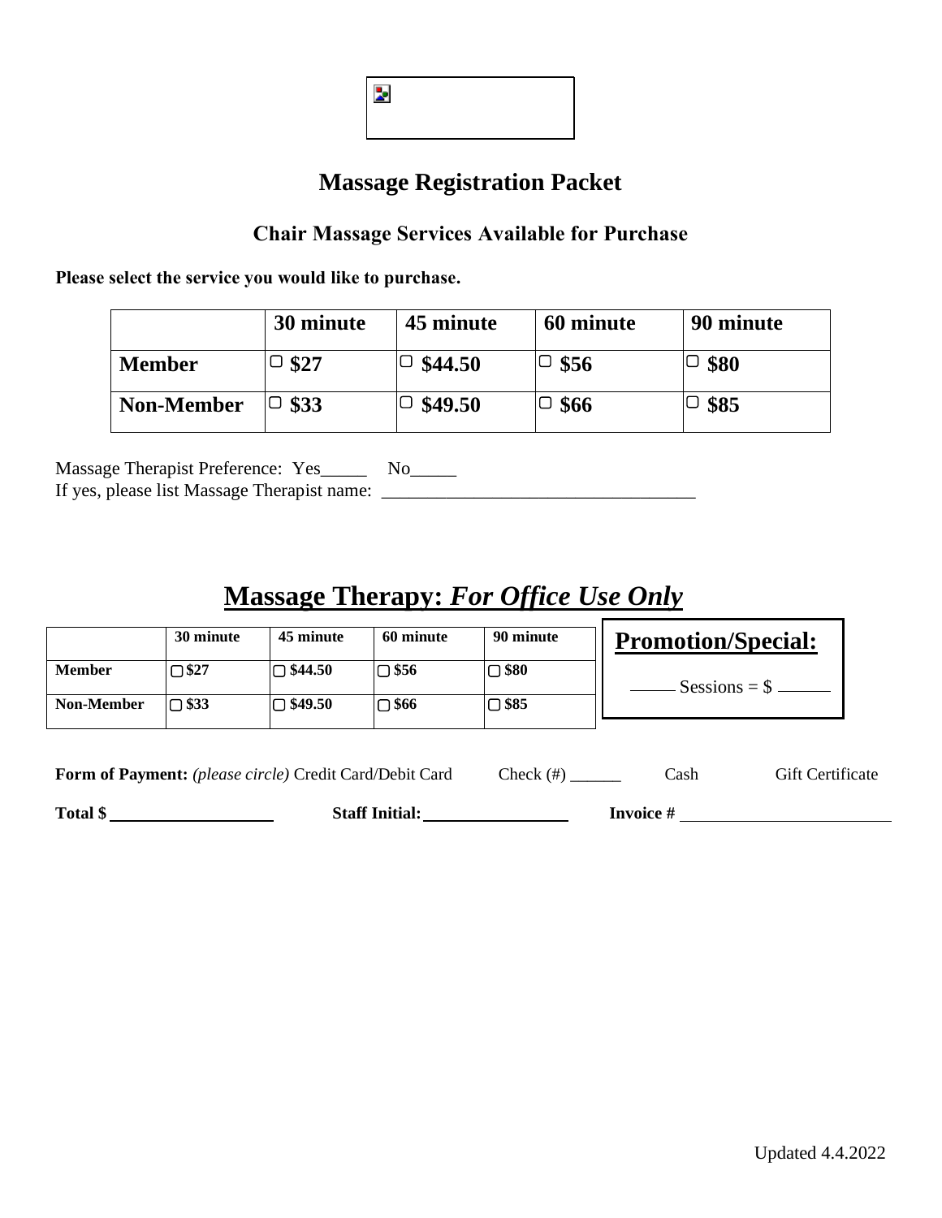# Massage Registration Packet

## Chair Massage Services Available for Purchase

**Please select the service you would like to purchase.**

| | 30 minute | 45 minute | 60 minute | 90 minute |
|---|---|---|---|---|
| **Member** | ▢ $27 | ▢ $44.50 | ▢ $56 | ▢ $80 |
| **Non-Member** | ▢ $33 | ▢ $49.50 | ▢ $66 | ▢ $85 |

Massage Therapist Preference: Yes_____ No_____
If yes, please list Massage Therapist name: ___________________________________

## Massage Therapy: *For Office Use Only*

| | 30 minute | 45 minute | 60 minute | 90 minute |
|---|---|---|---|---|
| **Member** | ▢ $27 | ▢ $44.50 | ▢ $56 | ▢ $80 |
| **Non-Member** | ▢ $33 | ▢ $49.50 | ▢ $66 | ▢ $85 |

**Promotion/Special:**

_____ Sessions = $ ______

**Form of Payment:** *(please circle)* Credit Card/Debit Card Check (#) ______ Cash Gift Certificate

**Total $** ____________________ **Staff Initial:** __________________ **Invoice #** _________________________

Updated 4.4.2022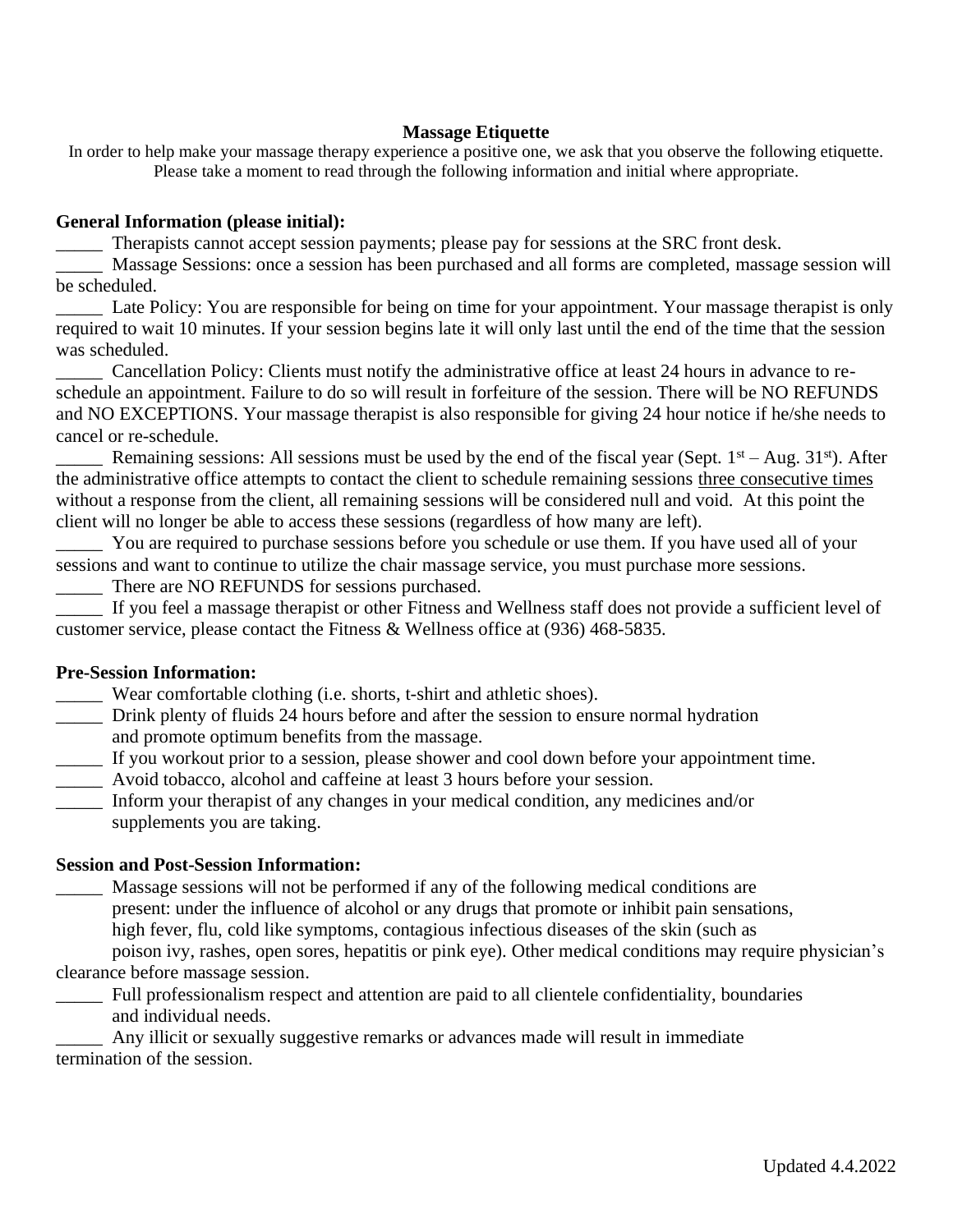**Massage Etiquette**

In order to help make your massage therapy experience a positive one, we ask that you observe the following etiquette. Please take a moment to read through the following information and initial where appropriate.

**General Information (please initial):**

_____ Therapists cannot accept session payments; please pay for sessions at the SRC front desk.

_____ Massage Sessions: once a session has been purchased and all forms are completed, massage session will be scheduled.

_____ Late Policy: You are responsible for being on time for your appointment. Your massage therapist is only required to wait 10 minutes. If your session begins late it will only last until the end of the time that the session was scheduled.

_____ Cancellation Policy: Clients must notify the administrative office at least 24 hours in advance to re-schedule an appointment. Failure to do so will result in forfeiture of the session. There will be NO REFUNDS and NO EXCEPTIONS. Your massage therapist is also responsible for giving 24 hour notice if he/she needs to cancel or re-schedule.

_____ Remaining sessions: All sessions must be used by the end of the fiscal year (Sept. 1st – Aug. 31st). After the administrative office attempts to contact the client to schedule remaining sessions three consecutive times without a response from the client, all remaining sessions will be considered null and void. At this point the client will no longer be able to access these sessions (regardless of how many are left).

_____ You are required to purchase sessions before you schedule or use them. If you have used all of your sessions and want to continue to utilize the chair massage service, you must purchase more sessions.

_____ There are NO REFUNDS for sessions purchased.

_____ If you feel a massage therapist or other Fitness and Wellness staff does not provide a sufficient level of customer service, please contact the Fitness & Wellness office at (936) 468-5835.

**Pre-Session Information:**

_____ Wear comfortable clothing (i.e. shorts, t-shirt and athletic shoes).

_____ Drink plenty of fluids 24 hours before and after the session to ensure normal hydration and promote optimum benefits from the massage.

_____ If you workout prior to a session, please shower and cool down before your appointment time.

_____ Avoid tobacco, alcohol and caffeine at least 3 hours before your session.

_____ Inform your therapist of any changes in your medical condition, any medicines and/or supplements you are taking.

**Session and Post-Session Information:**

_____ Massage sessions will not be performed if any of the following medical conditions are present: under the influence of alcohol or any drugs that promote or inhibit pain sensations, high fever, flu, cold like symptoms, contagious infectious diseases of the skin (such as poison ivy, rashes, open sores, hepatitis or pink eye). Other medical conditions may require physician's clearance before massage session.

_____ Full professionalism respect and attention are paid to all clientele confidentiality, boundaries and individual needs.

_____ Any illicit or sexually suggestive remarks or advances made will result in immediate termination of the session.

Updated 4.4.2022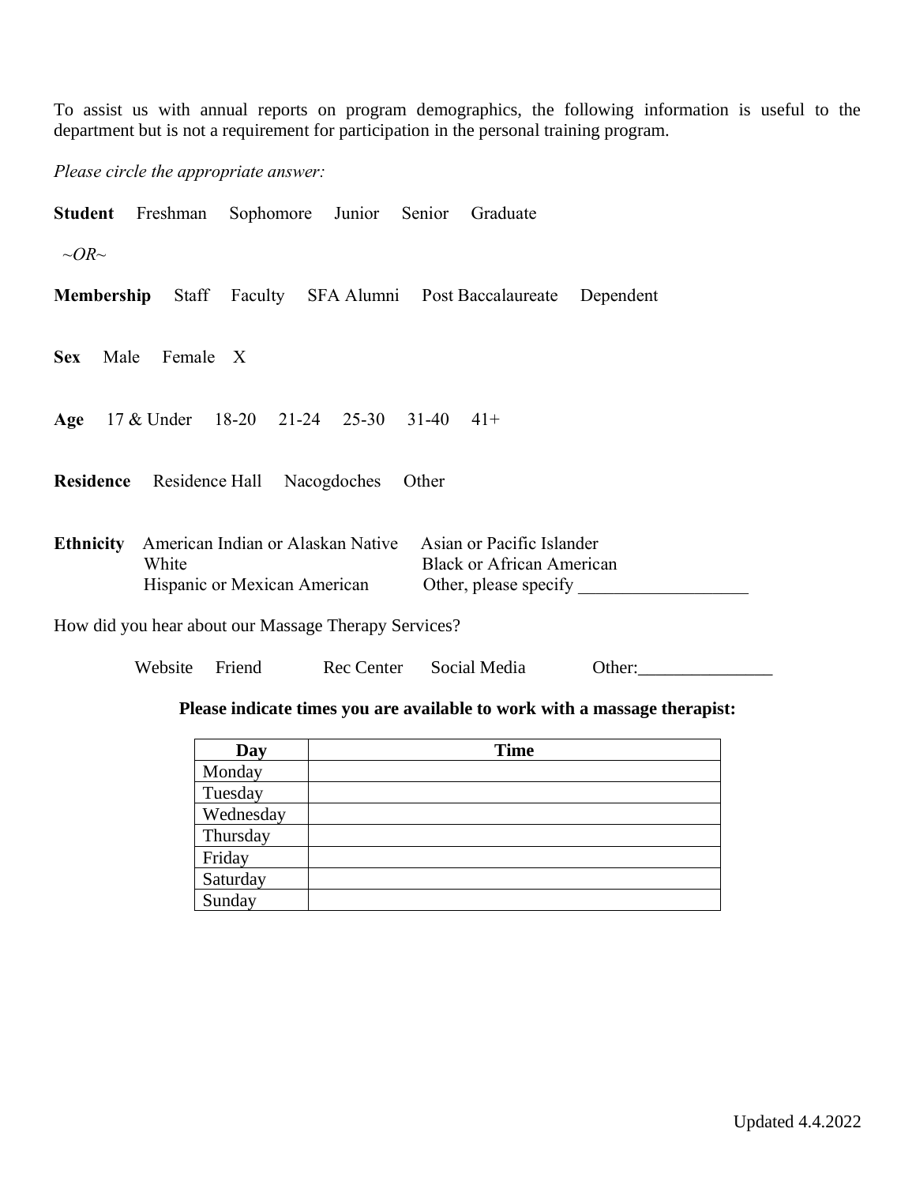To assist us with annual reports on program demographics, the following information is useful to the department but is not a requirement for participation in the personal training program.

*Please circle the appropriate answer:*

**Student** Freshman Sophomore Junior Senior Graduate

*~OR~*

**Membership** Staff Faculty SFA Alumni Post Baccalaureate Dependent

**Sex** Male Female X

**Age** 17 & Under 18-20 21-24 25-30 31-40 41+

**Residence** Residence Hall Nacogdoches Other

**Ethnicity** American Indian or Alaskan Native Asian or Pacific Islander White Black or African American Hispanic or Mexican American Other, please specify ___________________

How did you hear about our Massage Therapy Services?

Website Friend Rec Center Social Media Other:_______________

**Please indicate times you are available to work with a massage therapist:**

| Day | Time |
|---|---|
| Monday | |
| Tuesday | |
| Wednesday | |
| Thursday | |
| Friday | |
| Saturday | |
| Sunday | |

Updated 4.4.2022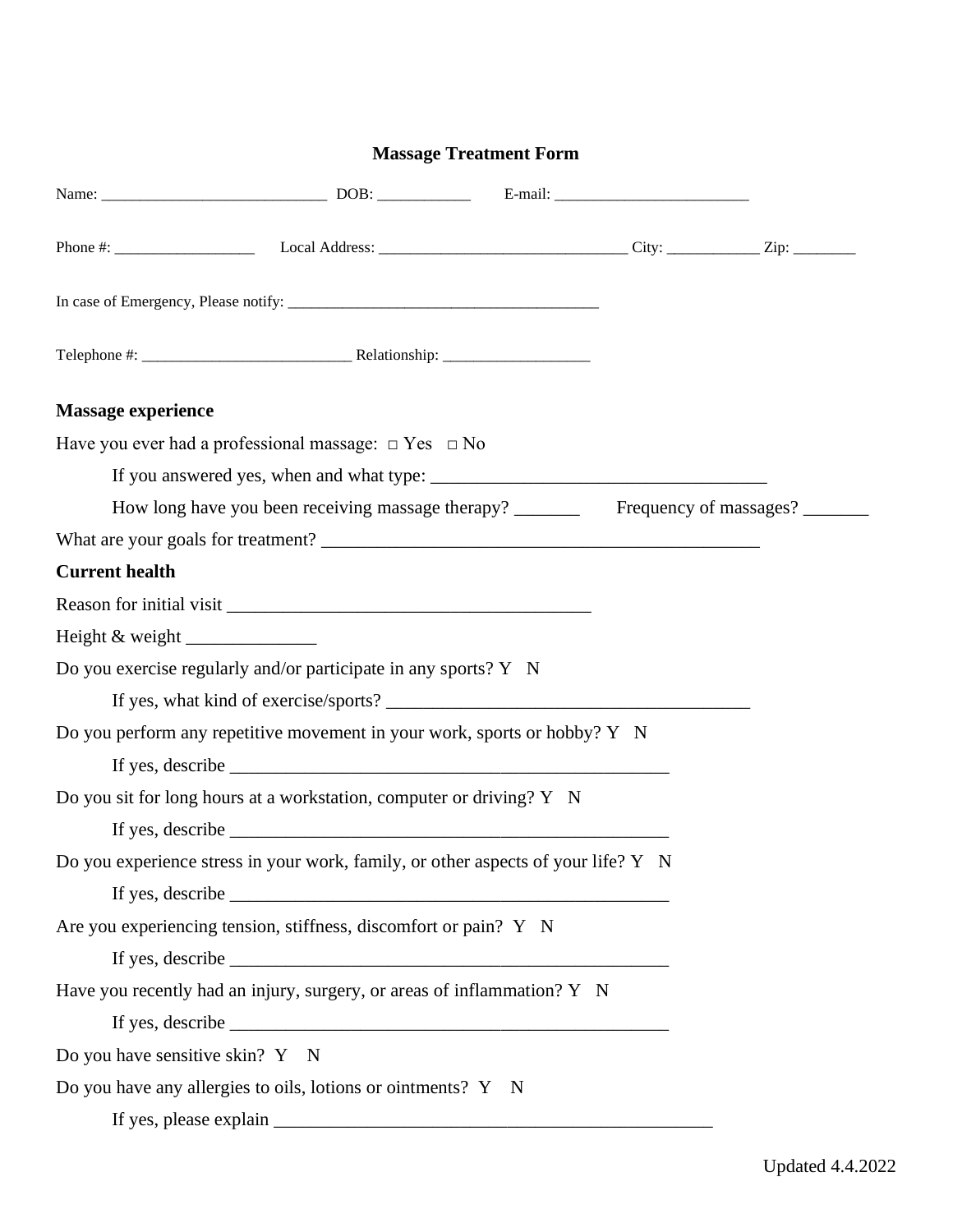# Massage Treatment Form

Name: ____________________________ DOB: ___________ E-mail: ________________________

Phone #: _________________ Local Address: _______________________________ City: ___________ Zip: ________

In case of Emergency, Please notify: ________________________________________

Telephone #: __________________________ Relationship: __________________

## Massage experience

Have you ever had a professional massage: □ Yes □ No

If you answered yes, when and what type: _____________________________________

How long have you been receiving massage therapy? _______ Frequency of massages? _______

What are your goals for treatment? ________________________________________________

## Current health

Reason for initial visit ________________________________________

Height & weight ______________

Do you exercise regularly and/or participate in any sports? Y N

If yes, what kind of exercise/sports? ________________________________________

Do you perform any repetitive movement in your work, sports or hobby? Y N

If yes, describe ________________________________________________

Do you sit for long hours at a workstation, computer or driving? Y N

If yes, describe ________________________________________________

Do you experience stress in your work, family, or other aspects of your life? Y N

If yes, describe ________________________________________________

Are you experiencing tension, stiffness, discomfort or pain? Y N

If yes, describe ________________________________________________

Have you recently had an injury, surgery, or areas of inflammation? Y N

If yes, describe ________________________________________________

Do you have sensitive skin? Y N

Do you have any allergies to oils, lotions or ointments? Y N

If yes, please explain ________________________________________________

Updated 4.4.2022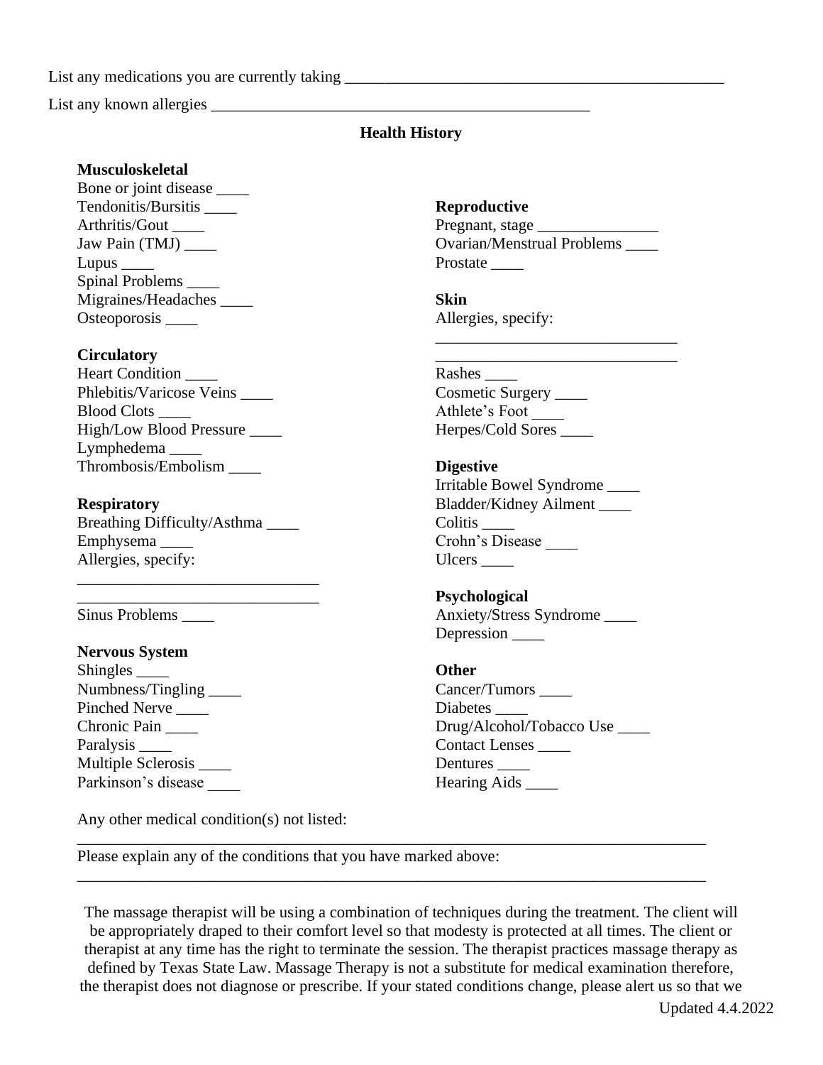List any medications you are currently taking ________________________________________________

List any known allergies ________________________________________________

**Health History**

**Musculoskeletal**
Bone or joint disease ____
Tendonitis/Bursitis ____
Arthritis/Gout ____
Jaw Pain (TMJ) ____
Lupus ____
Spinal Problems ____
Migraines/Headaches ____
Osteoporosis ____

**Circulatory**
Heart Condition ____
Phlebitis/Varicose Veins ____
Blood Clots ____
High/Low Blood Pressure ____
Lymphedema ____
Thrombosis/Embolism ____

**Respiratory**
Breathing Difficulty/Asthma ____
Emphysema ____
Allergies, specify:
______________________________
______________________________
Sinus Problems ____

**Nervous System**
Shingles ____
Numbness/Tingling ____
Pinched Nerve ____
Chronic Pain ____
Paralysis ____
Multiple Sclerosis ____
Parkinson's disease ____

**Reproductive**
Pregnant, stage _______________
Ovarian/Menstrual Problems ____
Prostate ____

**Skin**
Allergies, specify:
______________________________
______________________________
Rashes ____
Cosmetic Surgery ____
Athlete's Foot ____
Herpes/Cold Sores ____

**Digestive**
Irritable Bowel Syndrome ____
Bladder/Kidney Ailment ____
Colitis ____
Crohn's Disease ____
Ulcers ____

**Psychological**
Anxiety/Stress Syndrome ____
Depression ____

**Other**
Cancer/Tumors ____
Diabetes ____
Drug/Alcohol/Tobacco Use ____
Contact Lenses ____
Dentures ____
Hearing Aids ____

Any other medical condition(s) not listed:
________________________________________________________________________________

Please explain any of the conditions that you have marked above:
________________________________________________________________________________

The massage therapist will be using a combination of techniques during the treatment. The client will be appropriately draped to their comfort level so that modesty is protected at all times. The client or therapist at any time has the right to terminate the session. The therapist practices massage therapy as defined by Texas State Law. Massage Therapy is not a substitute for medical examination therefore, the therapist does not diagnose or prescribe. If your stated conditions change, please alert us so that we

Updated 4.4.2022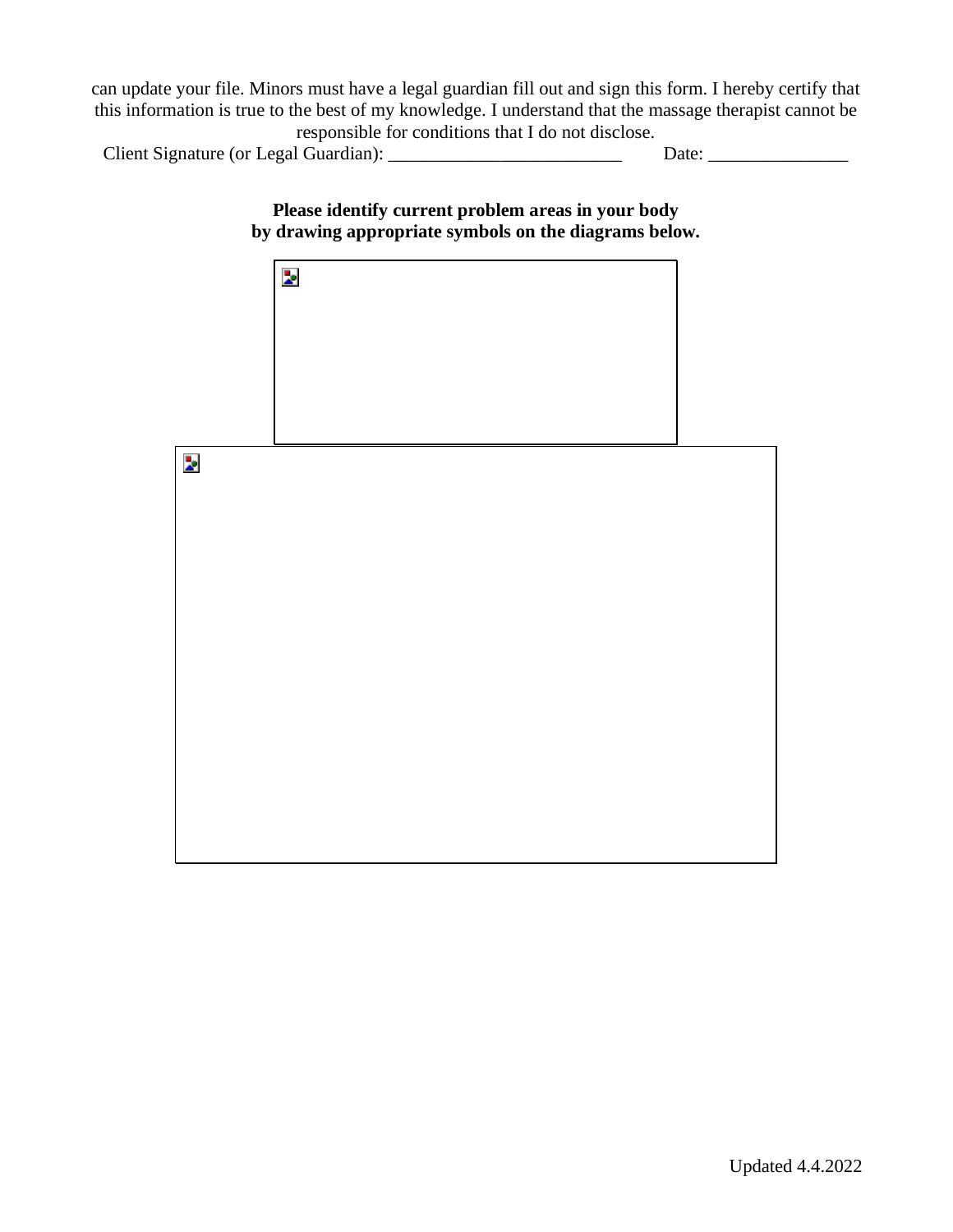can update your file. Minors must have a legal guardian fill out and sign this form. I hereby certify that this information is true to the best of my knowledge. I understand that the massage therapist cannot be responsible for conditions that I do not disclose.

Client Signature (or Legal Guardian): __________________________ Date: _______________

**Please identify current problem areas in your body by drawing appropriate symbols on the diagrams below.**

Updated 4.4.2022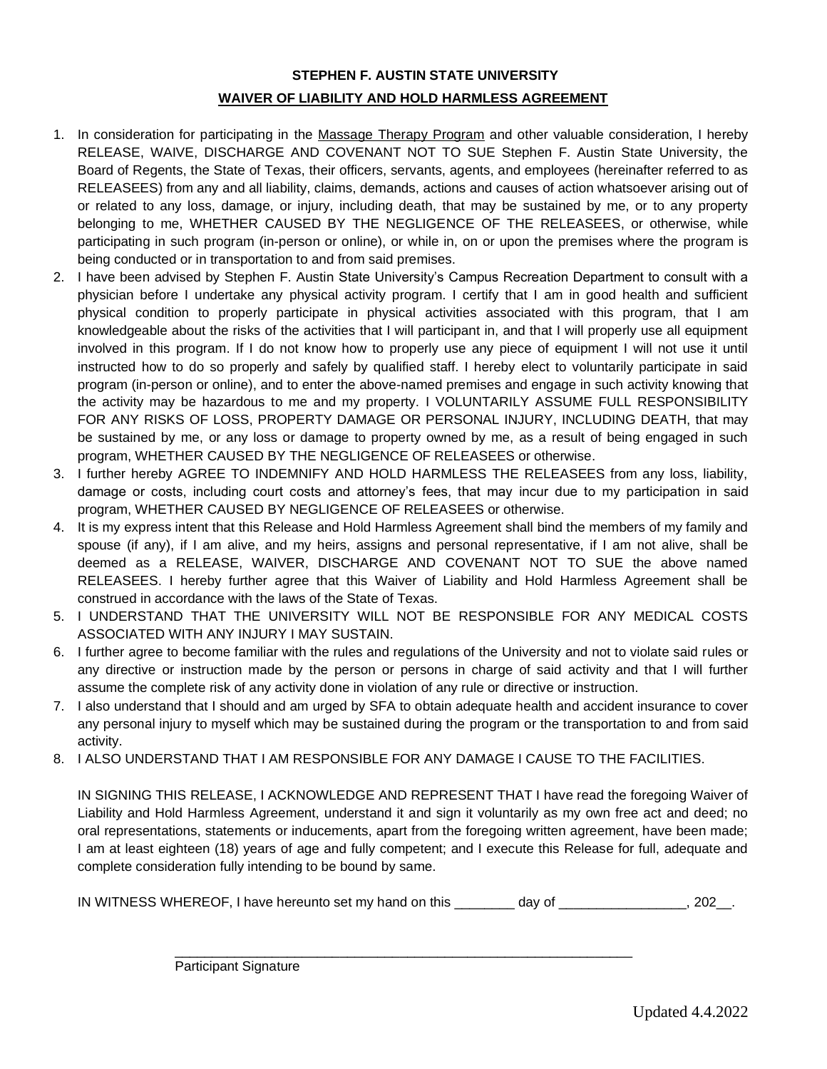## STEPHEN F. AUSTIN STATE UNIVERSITY

## WAIVER OF LIABILITY AND HOLD HARMLESS AGREEMENT

1. In consideration for participating in the Massage Therapy Program and other valuable consideration, I hereby RELEASE, WAIVE, DISCHARGE AND COVENANT NOT TO SUE Stephen F. Austin State University, the Board of Regents, the State of Texas, their officers, servants, agents, and employees (hereinafter referred to as RELEASEES) from any and all liability, claims, demands, actions and causes of action whatsoever arising out of or related to any loss, damage, or injury, including death, that may be sustained by me, or to any property belonging to me, WHETHER CAUSED BY THE NEGLIGENCE OF THE RELEASEES, or otherwise, while participating in such program (in-person or online), or while in, on or upon the premises where the program is being conducted or in transportation to and from said premises.
2. I have been advised by Stephen F. Austin State University's Campus Recreation Department to consult with a physician before I undertake any physical activity program. I certify that I am in good health and sufficient physical condition to properly participate in physical activities associated with this program, that I am knowledgeable about the risks of the activities that I will participant in, and that I will properly use all equipment involved in this program. If I do not know how to properly use any piece of equipment I will not use it until instructed how to do so properly and safely by qualified staff. I hereby elect to voluntarily participate in said program (in-person or online), and to enter the above-named premises and engage in such activity knowing that the activity may be hazardous to me and my property. I VOLUNTARILY ASSUME FULL RESPONSIBILITY FOR ANY RISKS OF LOSS, PROPERTY DAMAGE OR PERSONAL INJURY, INCLUDING DEATH, that may be sustained by me, or any loss or damage to property owned by me, as a result of being engaged in such program, WHETHER CAUSED BY THE NEGLIGENCE OF RELEASEES or otherwise.
3. I further hereby AGREE TO INDEMNIFY AND HOLD HARMLESS THE RELEASEES from any loss, liability, damage or costs, including court costs and attorney's fees, that may incur due to my participation in said program, WHETHER CAUSED BY NEGLIGENCE OF RELEASEES or otherwise.
4. It is my express intent that this Release and Hold Harmless Agreement shall bind the members of my family and spouse (if any), if I am alive, and my heirs, assigns and personal representative, if I am not alive, shall be deemed as a RELEASE, WAIVER, DISCHARGE AND COVENANT NOT TO SUE the above named RELEASEES. I hereby further agree that this Waiver of Liability and Hold Harmless Agreement shall be construed in accordance with the laws of the State of Texas.
5. I UNDERSTAND THAT THE UNIVERSITY WILL NOT BE RESPONSIBLE FOR ANY MEDICAL COSTS ASSOCIATED WITH ANY INJURY I MAY SUSTAIN.
6. I further agree to become familiar with the rules and regulations of the University and not to violate said rules or any directive or instruction made by the person or persons in charge of said activity and that I will further assume the complete risk of any activity done in violation of any rule or directive or instruction.
7. I also understand that I should and am urged by SFA to obtain adequate health and accident insurance to cover any personal injury to myself which may be sustained during the program or the transportation to and from said activity.
8. I ALSO UNDERSTAND THAT I AM RESPONSIBLE FOR ANY DAMAGE I CAUSE TO THE FACILITIES.

IN SIGNING THIS RELEASE, I ACKNOWLEDGE AND REPRESENT THAT I have read the foregoing Waiver of Liability and Hold Harmless Agreement, understand it and sign it voluntarily as my own free act and deed; no oral representations, statements or inducements, apart from the foregoing written agreement, have been made; I am at least eighteen (18) years of age and fully competent; and I execute this Release for full, adequate and complete consideration fully intending to be bound by same.

IN WITNESS WHEREOF, I have hereunto set my hand on this ________ day of _________________, 202__.

_______________________________________________________________

Participant Signature

Updated 4.4.2022